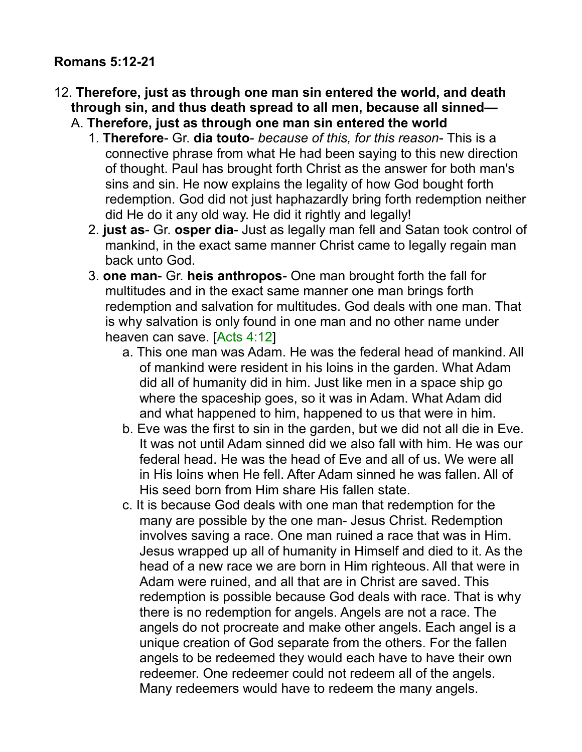**Romans 5:12-21**

12. **Therefore, just as through one man sin entered the world, and death through sin, and thus death spread to all men, because all sinned—**
   A. **Therefore, just as through one man sin entered the world**
      1. **Therefore**- Gr. **dia touto**- *because of this, for this reason*- This is a connective phrase from what He had been saying to this new direction of thought. Paul has brought forth Christ as the answer for both man's sins and sin. He now explains the legality of how God bought forth redemption. God did not just haphazardly bring forth redemption neither did He do it any old way. He did it rightly and legally!
      2. **just as**- Gr. **osper dia**- Just as legally man fell and Satan took control of mankind, in the exact same manner Christ came to legally regain man back unto God.
      3. **one man**- Gr. **heis anthropos**- One man brought forth the fall for multitudes and in the exact same manner one man brings forth redemption and salvation for multitudes. God deals with one man. That is why salvation is only found in one man and no other name under heaven can save. [Acts 4:12]
         a. This one man was Adam. He was the federal head of mankind. All of mankind were resident in his loins in the garden. What Adam did all of humanity did in him. Just like men in a space ship go where the spaceship goes, so it was in Adam. What Adam did and what happened to him, happened to us that were in him.
         b. Eve was the first to sin in the garden, but we did not all die in Eve. It was not until Adam sinned did we also fall with him. He was our federal head. He was the head of Eve and all of us. We were all in His loins when He fell. After Adam sinned he was fallen. All of His seed born from Him share His fallen state.
         c. It is because God deals with one man that redemption for the many are possible by the one man- Jesus Christ. Redemption involves saving a race. One man ruined a race that was in Him. Jesus wrapped up all of humanity in Himself and died to it. As the head of a new race we are born in Him righteous. All that were in Adam were ruined, and all that are in Christ are saved. This redemption is possible because God deals with race. That is why there is no redemption for angels. Angels are not a race. The angels do not procreate and make other angels. Each angel is a unique creation of God separate from the others. For the fallen angels to be redeemed they would each have to have their own redeemer. One redeemer could not redeem all of the angels. Many redeemers would have to redeem the many angels.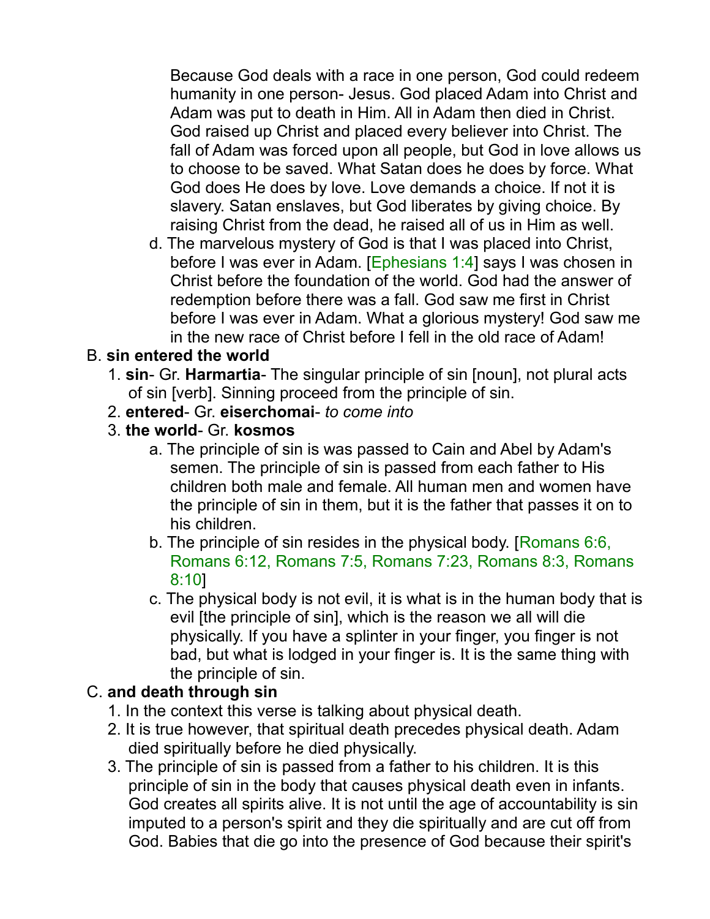Because God deals with a race in one person, God could redeem humanity in one person- Jesus. God placed Adam into Christ and Adam was put to death in Him. All in Adam then died in Christ. God raised up Christ and placed every believer into Christ. The fall of Adam was forced upon all people, but God in love allows us to choose to be saved. What Satan does he does by force. What God does He does by love. Love demands a choice. If not it is slavery. Satan enslaves, but God liberates by giving choice. By raising Christ from the dead, he raised all of us in Him as well.

d. The marvelous mystery of God is that I was placed into Christ, before I was ever in Adam. [Ephesians 1:4] says I was chosen in Christ before the foundation of the world. God had the answer of redemption before there was a fall. God saw me first in Christ before I was ever in Adam. What a glorious mystery! God saw me in the new race of Christ before I fell in the old race of Adam!

B. **sin entered the world**

1. **sin**- Gr. **Harmartia**- The singular principle of sin [noun], not plural acts of sin [verb]. Sinning proceed from the principle of sin.
2. **entered**- Gr. **eiserchomai**- *to come into*
3. **the world**- Gr. **kosmos**
   a. The principle of sin is was passed to Cain and Abel by Adam's semen. The principle of sin is passed from each father to His children both male and female. All human men and women have the principle of sin in them, but it is the father that passes it on to his children.
   b. The principle of sin resides in the physical body. [Romans 6:6, Romans 6:12, Romans 7:5, Romans 7:23, Romans 8:3, Romans 8:10]
   c. The physical body is not evil, it is what is in the human body that is evil [the principle of sin], which is the reason we all will die physically. If you have a splinter in your finger, you finger is not bad, but what is lodged in your finger is. It is the same thing with the principle of sin.

C. **and death through sin**

1. In the context this verse is talking about physical death.
2. It is true however, that spiritual death precedes physical death. Adam died spiritually before he died physically.
3. The principle of sin is passed from a father to his children. It is this principle of sin in the body that causes physical death even in infants. God creates all spirits alive. It is not until the age of accountability is sin imputed to a person's spirit and they die spiritually and are cut off from God. Babies that die go into the presence of God because their spirit's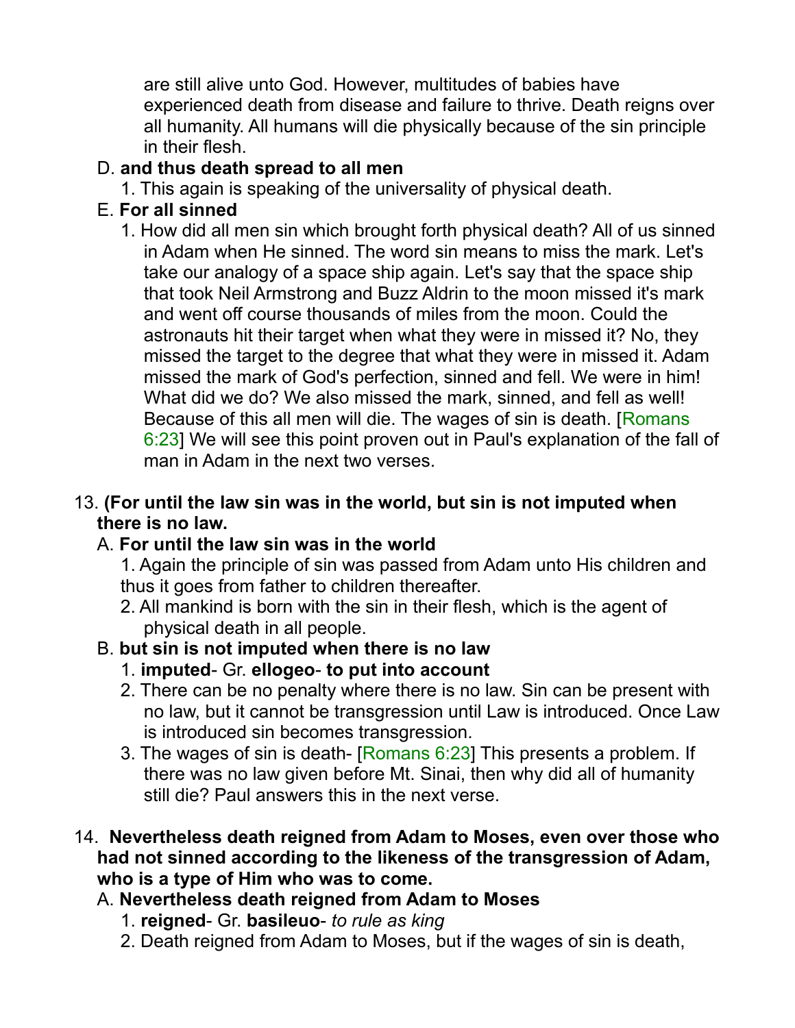are still alive unto God. However, multitudes of babies have experienced death from disease and failure to thrive. Death reigns over all humanity. All humans will die physically because of the sin principle in their flesh.

D. **and thus death spread to all men**

1. This again is speaking of the universality of physical death.

E. **For all sinned**

1. How did all men sin which brought forth physical death? All of us sinned in Adam when He sinned. The word sin means to miss the mark. Let's take our analogy of a space ship again. Let's say that the space ship that took Neil Armstrong and Buzz Aldrin to the moon missed it's mark and went off course thousands of miles from the moon. Could the astronauts hit their target when what they were in missed it? No, they missed the target to the degree that what they were in missed it. Adam missed the mark of God's perfection, sinned and fell. We were in him! What did we do? We also missed the mark, sinned, and fell as well! Because of this all men will die. The wages of sin is death. [Romans 6:23] We will see this point proven out in Paul's explanation of the fall of man in Adam in the next two verses.

13. **(For until the law sin was in the world, but sin is not imputed when there is no law.**

A. **For until the law sin was in the world**

1. Again the principle of sin was passed from Adam unto His children and thus it goes from father to children thereafter.
2. All mankind is born with the sin in their flesh, which is the agent of physical death in all people.

B. **but sin is not imputed when there is no law**

1. **imputed**- Gr. **ellogeo**- **to put into account**
2. There can be no penalty where there is no law. Sin can be present with no law, but it cannot be transgression until Law is introduced. Once Law is introduced sin becomes transgression.
3. The wages of sin is death- [Romans 6:23] This presents a problem. If there was no law given before Mt. Sinai, then why did all of humanity still die? Paul answers this in the next verse.

14. **Nevertheless death reigned from Adam to Moses, even over those who had not sinned according to the likeness of the transgression of Adam, who is a type of Him who was to come.**

A. **Nevertheless death reigned from Adam to Moses**

1. **reigned**- Gr. **basileuo**- *to rule as king*
2. Death reigned from Adam to Moses, but if the wages of sin is death,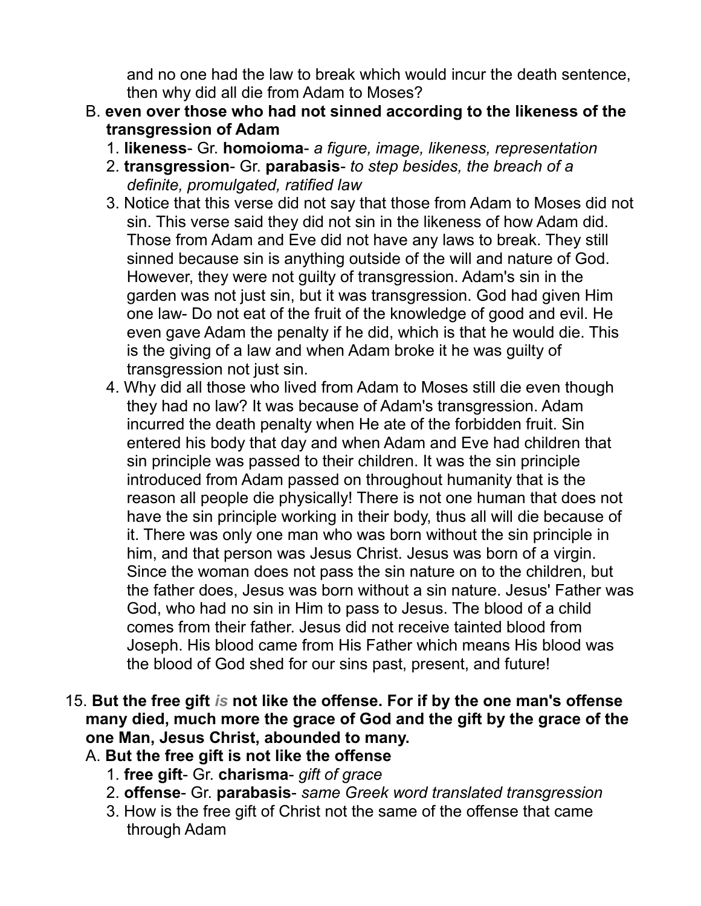and no one had the law to break which would incur the death sentence, then why did all die from Adam to Moses?

B. **even over those who had not sinned according to the likeness of the transgression of Adam**
   1. **likeness**- Gr. **homoioma**- *a figure, image, likeness, representation*
   2. **transgression**- Gr. **parabasis**- *to step besides, the breach of a definite, promulgated, ratified law*
   3. Notice that this verse did not say that those from Adam to Moses did not sin. This verse said they did not sin in the likeness of how Adam did. Those from Adam and Eve did not have any laws to break. They still sinned because sin is anything outside of the will and nature of God. However, they were not guilty of transgression. Adam's sin in the garden was not just sin, but it was transgression. God had given Him one law- Do not eat of the fruit of the knowledge of good and evil. He even gave Adam the penalty if he did, which is that he would die. This is the giving of a law and when Adam broke it he was guilty of transgression not just sin.
   4. Why did all those who lived from Adam to Moses still die even though they had no law? It was because of Adam's transgression. Adam incurred the death penalty when He ate of the forbidden fruit. Sin entered his body that day and when Adam and Eve had children that sin principle was passed to their children. It was the sin principle introduced from Adam passed on throughout humanity that is the reason all people die physically! There is not one human that does not have the sin principle working in their body, thus all will die because of it. There was only one man who was born without the sin principle in him, and that person was Jesus Christ. Jesus was born of a virgin. Since the woman does not pass the sin nature on to the children, but the father does, Jesus was born without a sin nature. Jesus' Father was God, who had no sin in Him to pass to Jesus. The blood of a child comes from their father. Jesus did not receive tainted blood from Joseph. His blood came from His Father which means His blood was the blood of God shed for our sins past, present, and future!

15. **But the free gift** ***is*** **not like the offense. For if by the one man's offense many died, much more the grace of God and the gift by the grace of the one Man, Jesus Christ, abounded to many.**
   A. **But the free gift is not like the offense**
      1. **free gift**- Gr. **charisma**- *gift of grace*
      2. **offense**- Gr. **parabasis**- *same Greek word translated transgression*
      3. How is the free gift of Christ not the same of the offense that came through Adam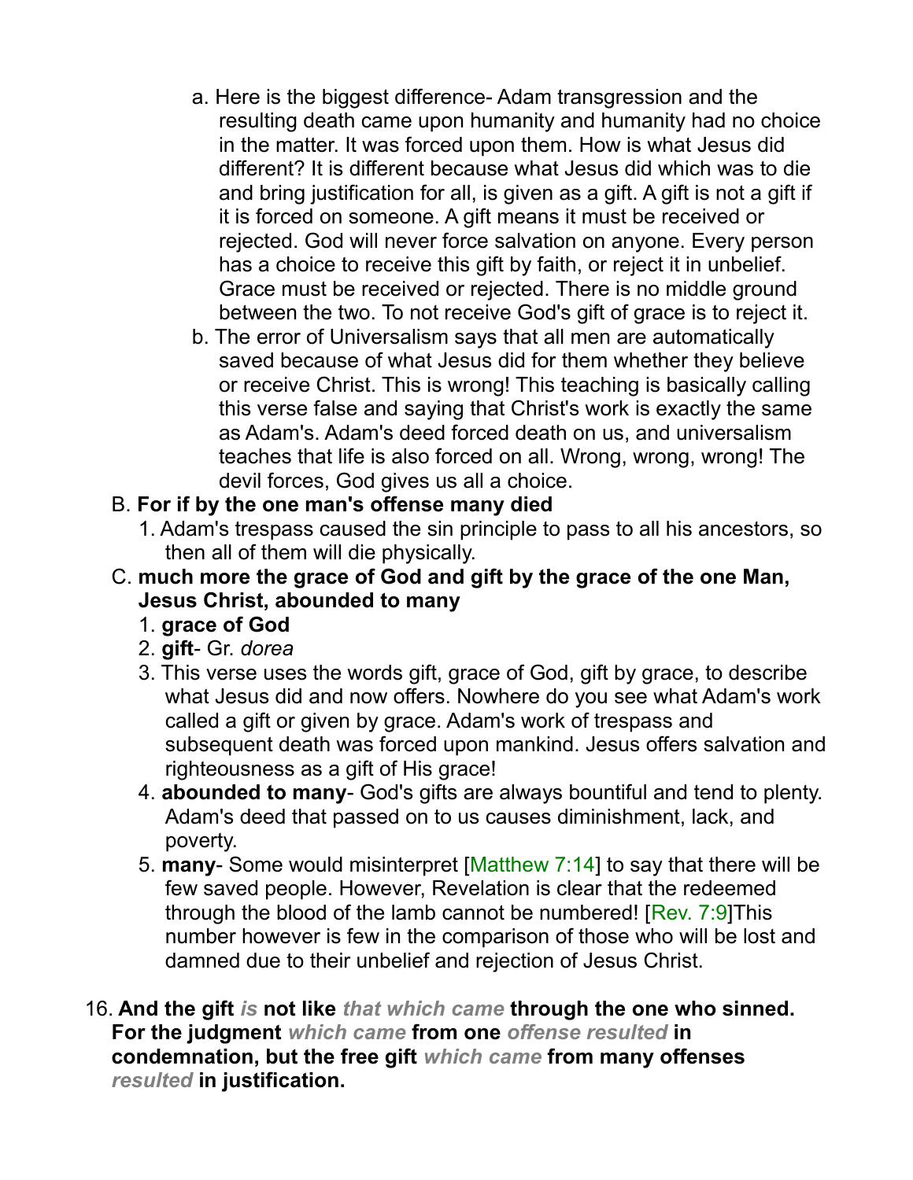a. Here is the biggest difference- Adam transgression and the resulting death came upon humanity and humanity had no choice in the matter. It was forced upon them. How is what Jesus did different? It is different because what Jesus did which was to die and bring justification for all, is given as a gift. A gift is not a gift if it is forced on someone. A gift means it must be received or rejected. God will never force salvation on anyone. Every person has a choice to receive this gift by faith, or reject it in unbelief. Grace must be received or rejected. There is no middle ground between the two. To not receive God's gift of grace is to reject it.

b. The error of Universalism says that all men are automatically saved because of what Jesus did for them whether they believe or receive Christ. This is wrong! This teaching is basically calling this verse false and saying that Christ's work is exactly the same as Adam's. Adam's deed forced death on us, and universalism teaches that life is also forced on all. Wrong, wrong, wrong! The devil forces, God gives us all a choice.

B. **For if by the one man's offense many died**

1. Adam's trespass caused the sin principle to pass to all his ancestors, so then all of them will die physically.

C. **much more the grace of God and gift by the grace of the one Man, Jesus Christ, abounded to many**

1. **grace of God**
2. **gift**- Gr. *dorea*
3. This verse uses the words gift, grace of God, gift by grace, to describe what Jesus did and now offers. Nowhere do you see what Adam's work called a gift or given by grace. Adam's work of trespass and subsequent death was forced upon mankind. Jesus offers salvation and righteousness as a gift of His grace!
4. **abounded to many**- God's gifts are always bountiful and tend to plenty. Adam's deed that passed on to us causes diminishment, lack, and poverty.
5. **many**- Some would misinterpret [Matthew 7:14] to say that there will be few saved people. However, Revelation is clear that the redeemed through the blood of the lamb cannot be numbered! [Rev. 7:9]This number however is few in the comparison of those who will be lost and damned due to their unbelief and rejection of Jesus Christ.

16. **And the gift** ***is*** **not like** ***that which came*** **through the one who sinned. For the judgment** ***which came*** **from one** ***offense resulted*** **in condemnation, but the free gift** ***which came*** **from many offenses** ***resulted*** **in justification.**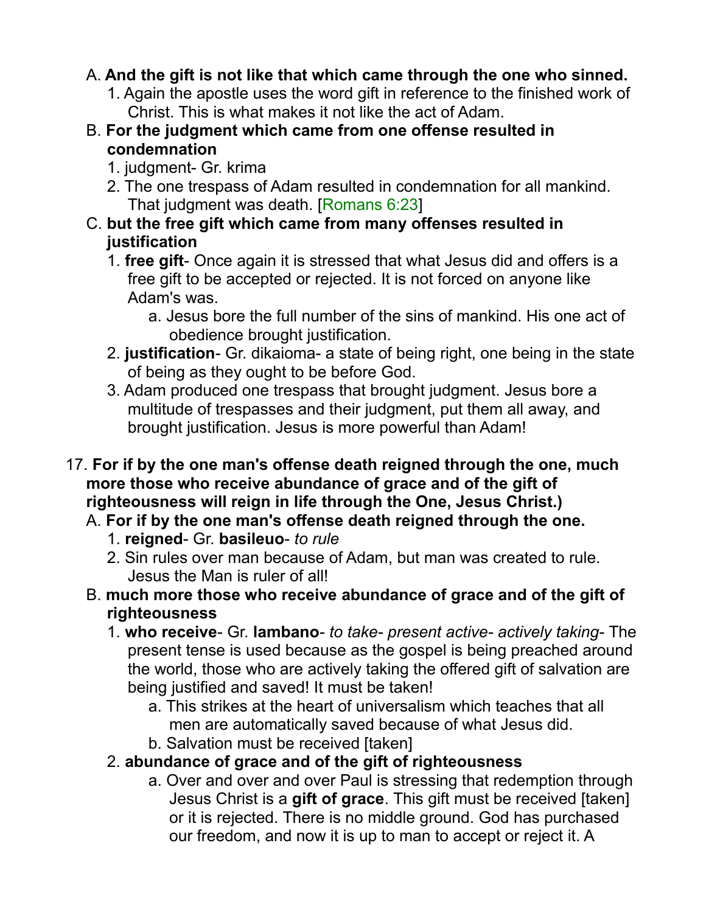A. **And the gift is not like that which came through the one who sinned.**
   1. Again the apostle uses the word gift in reference to the finished work of Christ. This is what makes it not like the act of Adam.

B. **For the judgment which came from one offense resulted in condemnation**
   1. judgment- Gr. krima
   2. The one trespass of Adam resulted in condemnation for all mankind. That judgment was death. [Romans 6:23]

C. **but the free gift which came from many offenses resulted in justification**
   1. **free gift**- Once again it is stressed that what Jesus did and offers is a free gift to be accepted or rejected. It is not forced on anyone like Adam's was.
      a. Jesus bore the full number of the sins of mankind. His one act of obedience brought justification.
   2. **justification**- Gr. dikaioma- a state of being right, one being in the state of being as they ought to be before God.
   3. Adam produced one trespass that brought judgment. Jesus bore a multitude of trespasses and their judgment, put them all away, and brought justification. Jesus is more powerful than Adam!

17. **For if by the one man's offense death reigned through the one, much more those who receive abundance of grace and of the gift of righteousness will reign in life through the One, Jesus Christ.)**

A. **For if by the one man's offense death reigned through the one.**
   1. **reigned**- Gr. **basileuo**- *to rule*
   2. Sin rules over man because of Adam, but man was created to rule. Jesus the Man is ruler of all!

B. **much more those who receive abundance of grace and of the gift of righteousness**
   1. **who receive**- Gr. **lambano**- *to take- present active- actively taking*- The present tense is used because as the gospel is being preached around the world, those who are actively taking the offered gift of salvation are being justified and saved! It must be taken!
      a. This strikes at the heart of universalism which teaches that all men are automatically saved because of what Jesus did.
      b. Salvation must be received [taken]
   2. **abundance of grace and of the gift of righteousness**
      a. Over and over and over Paul is stressing that redemption through Jesus Christ is a **gift of grace**. This gift must be received [taken] or it is rejected. There is no middle ground. God has purchased our freedom, and now it is up to man to accept or reject it. A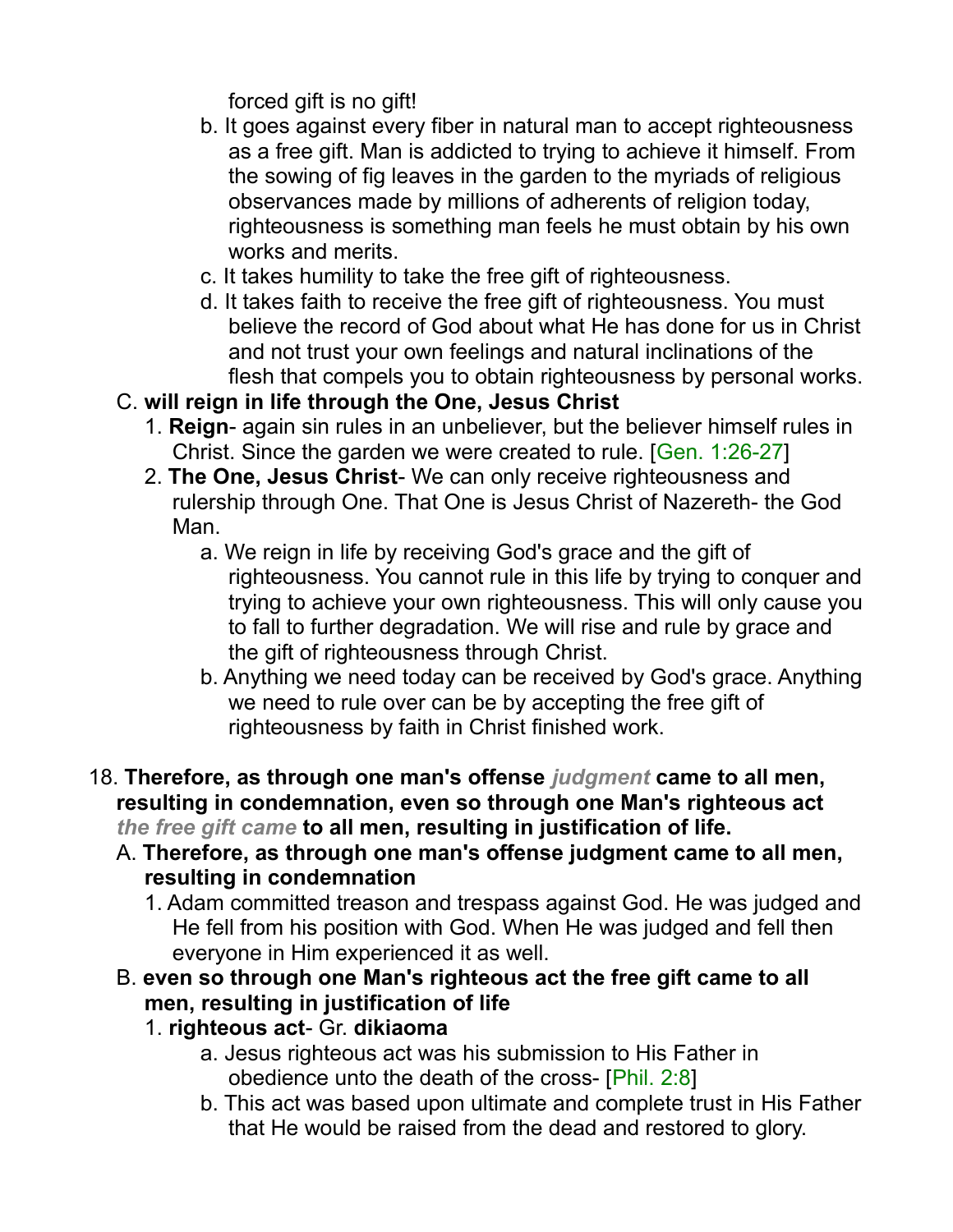forced gift is no gift!

- b. It goes against every fiber in natural man to accept righteousness as a free gift. Man is addicted to trying to achieve it himself. From the sowing of fig leaves in the garden to the myriads of religious observances made by millions of adherents of religion today, righteousness is something man feels he must obtain by his own works and merits.
- c. It takes humility to take the free gift of righteousness.
- d. It takes faith to receive the free gift of righteousness. You must believe the record of God about what He has done for us in Christ and not trust your own feelings and natural inclinations of the flesh that compels you to obtain righteousness by personal works.

C. **will reign in life through the One, Jesus Christ**

1. **Reign**- again sin rules in an unbeliever, but the believer himself rules in Christ. Since the garden we were created to rule. [Gen. 1:26-27]
2. **The One, Jesus Christ**- We can only receive righteousness and rulership through One. That One is Jesus Christ of Nazereth- the God Man.
   - a. We reign in life by receiving God's grace and the gift of righteousness. You cannot rule in this life by trying to conquer and trying to achieve your own righteousness. This will only cause you to fall to further degradation. We will rise and rule by grace and the gift of righteousness through Christ.
   - b. Anything we need today can be received by God's grace. Anything we need to rule over can be by accepting the free gift of righteousness by faith in Christ finished work.

18. **Therefore, as through one man's offense** ***judgment*** **came to all men, resulting in condemnation, even so through one Man's righteous act** ***the free gift came*** **to all men, resulting in justification of life.**

A. **Therefore, as through one man's offense judgment came to all men, resulting in condemnation**

1. Adam committed treason and trespass against God. He was judged and He fell from his position with God. When He was judged and fell then everyone in Him experienced it as well.

B. **even so through one Man's righteous act the free gift came to all men, resulting in justification of life**

1. **righteous act**- Gr. **dikiaoma**
   - a. Jesus righteous act was his submission to His Father in obedience unto the death of the cross- [Phil. 2:8]
   - b. This act was based upon ultimate and complete trust in His Father that He would be raised from the dead and restored to glory.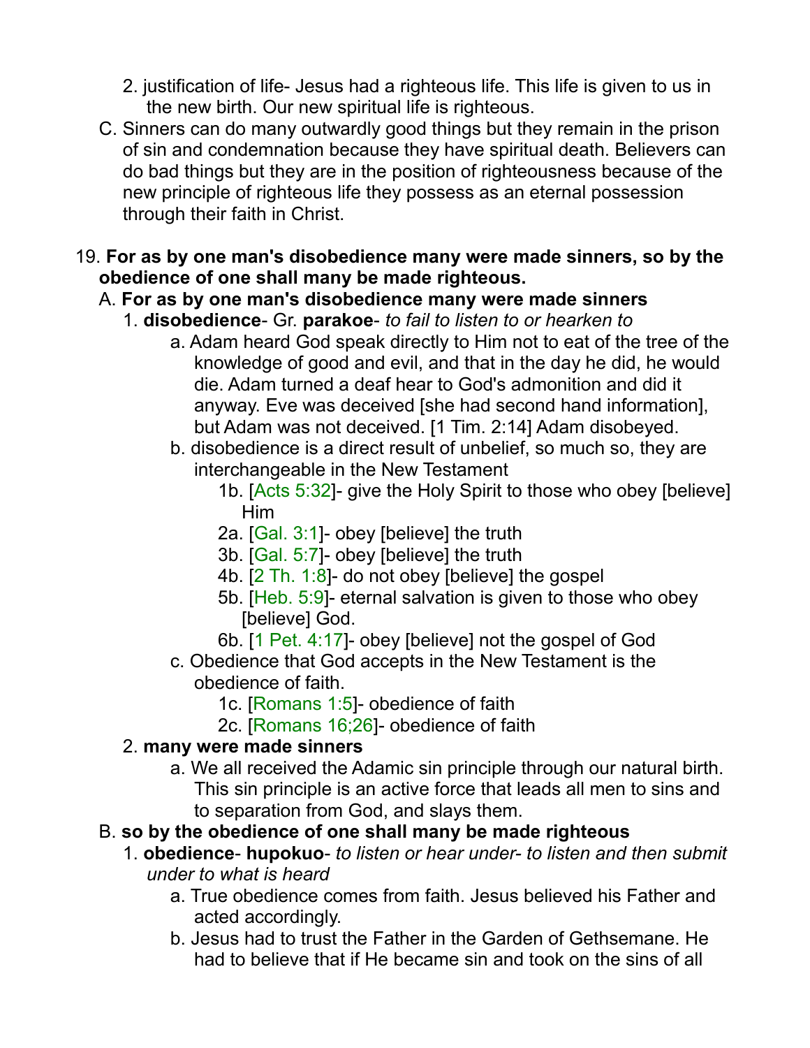2. justification of life- Jesus had a righteous life. This life is given to us in the new birth. Our new spiritual life is righteous.

C. Sinners can do many outwardly good things but they remain in the prison of sin and condemnation because they have spiritual death. Believers can do bad things but they are in the position of righteousness because of the new principle of righteous life they possess as an eternal possession through their faith in Christ.

19. **For as by one man's disobedience many were made sinners, so by the obedience of one shall many be made righteous.**
   - A. **For as by one man's disobedience many were made sinners**
     - 1. **disobedience**- Gr. **parakoe**- *to fail to listen to or hearken to*
       - a. Adam heard God speak directly to Him not to eat of the tree of the knowledge of good and evil, and that in the day he did, he would die. Adam turned a deaf hear to God's admonition and did it anyway. Eve was deceived [she had second hand information], but Adam was not deceived. [1 Tim. 2:14] Adam disobeyed.
       - b. disobedience is a direct result of unbelief, so much so, they are interchangeable in the New Testament
         - 1b. [Acts 5:32]- give the Holy Spirit to those who obey [believe] Him
         - 2a. [Gal. 3:1]- obey [believe] the truth
         - 3b. [Gal. 5:7]- obey [believe] the truth
         - 4b. [2 Th. 1:8]- do not obey [believe] the gospel
         - 5b. [Heb. 5:9]- eternal salvation is given to those who obey [believe] God.
         - 6b. [1 Pet. 4:17]- obey [believe] not the gospel of God
       - c. Obedience that God accepts in the New Testament is the obedience of faith.
         - 1c. [Romans 1:5]- obedience of faith
         - 2c. [Romans 16;26]- obedience of faith
     - 2. **many were made sinners**
       - a. We all received the Adamic sin principle through our natural birth. This sin principle is an active force that leads all men to sins and to separation from God, and slays them.
   - B. **so by the obedience of one shall many be made righteous**
     - 1. **obedience**- **hupokuo**- *to listen or hear under- to listen and then submit under to what is heard*
       - a. True obedience comes from faith. Jesus believed his Father and acted accordingly.
       - b. Jesus had to trust the Father in the Garden of Gethsemane. He had to believe that if He became sin and took on the sins of all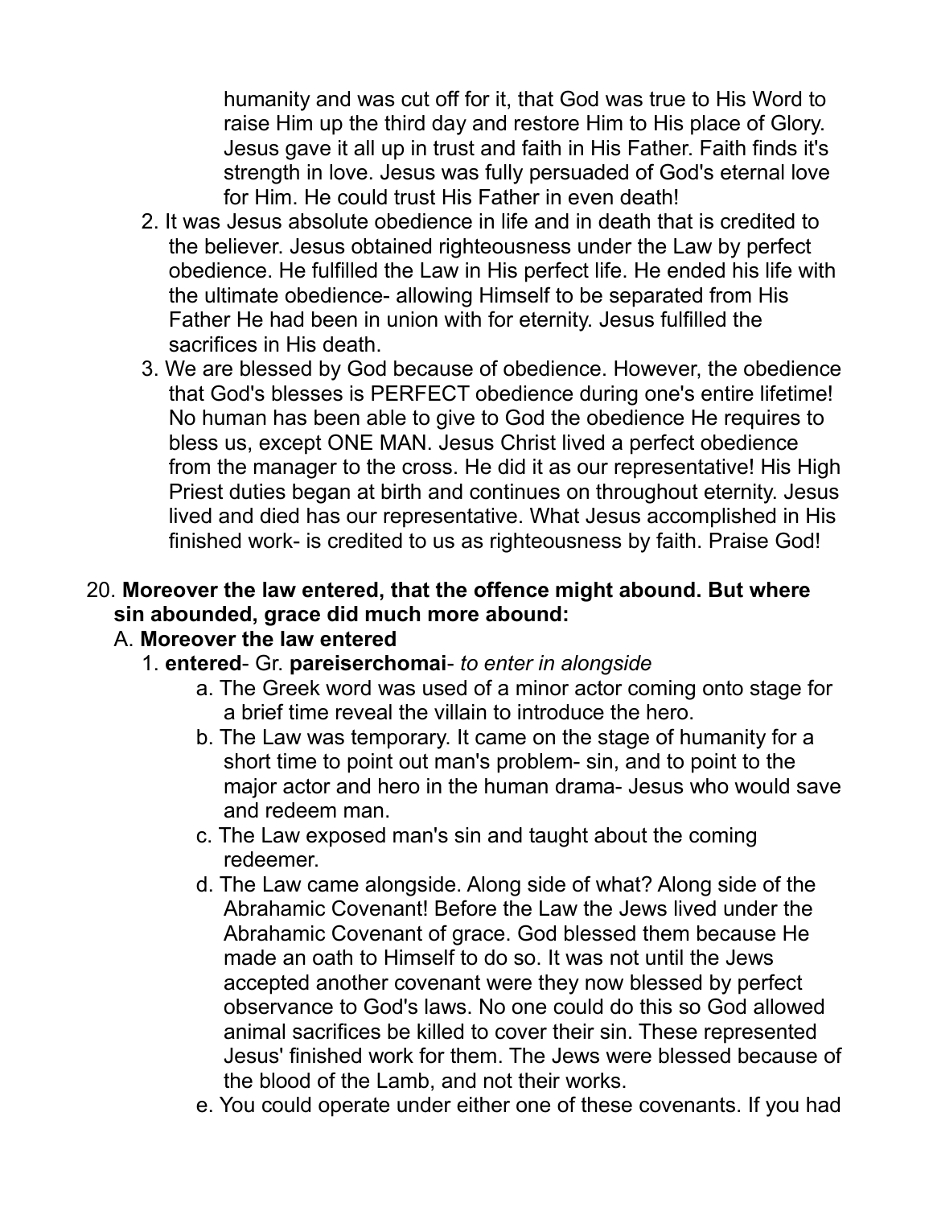humanity and was cut off for it, that God was true to His Word to raise Him up the third day and restore Him to His place of Glory. Jesus gave it all up in trust and faith in His Father. Faith finds it's strength in love. Jesus was fully persuaded of God's eternal love for Him. He could trust His Father in even death!

2. It was Jesus absolute obedience in life and in death that is credited to the believer. Jesus obtained righteousness under the Law by perfect obedience. He fulfilled the Law in His perfect life. He ended his life with the ultimate obedience- allowing Himself to be separated from His Father He had been in union with for eternity. Jesus fulfilled the sacrifices in His death.
3. We are blessed by God because of obedience. However, the obedience that God's blesses is PERFECT obedience during one's entire lifetime! No human has been able to give to God the obedience He requires to bless us, except ONE MAN. Jesus Christ lived a perfect obedience from the manager to the cross. He did it as our representative! His High Priest duties began at birth and continues on throughout eternity. Jesus lived and died has our representative. What Jesus accomplished in His finished work- is credited to us as righteousness by faith. Praise God!

20. **Moreover the law entered, that the offence might abound. But where sin abounded, grace did much more abound:**

A. **Moreover the law entered**

1. **entered**- Gr. **pareiserchomai**- *to enter in alongside*
    a. The Greek word was used of a minor actor coming onto stage for a brief time reveal the villain to introduce the hero.
    b. The Law was temporary. It came on the stage of humanity for a short time to point out man's problem- sin, and to point to the major actor and hero in the human drama- Jesus who would save and redeem man.
    c. The Law exposed man's sin and taught about the coming redeemer.
    d. The Law came alongside. Along side of what? Along side of the Abrahamic Covenant! Before the Law the Jews lived under the Abrahamic Covenant of grace. God blessed them because He made an oath to Himself to do so. It was not until the Jews accepted another covenant were they now blessed by perfect observance to God's laws. No one could do this so God allowed animal sacrifices be killed to cover their sin. These represented Jesus' finished work for them. The Jews were blessed because of the blood of the Lamb, and not their works.
    e. You could operate under either one of these covenants. If you had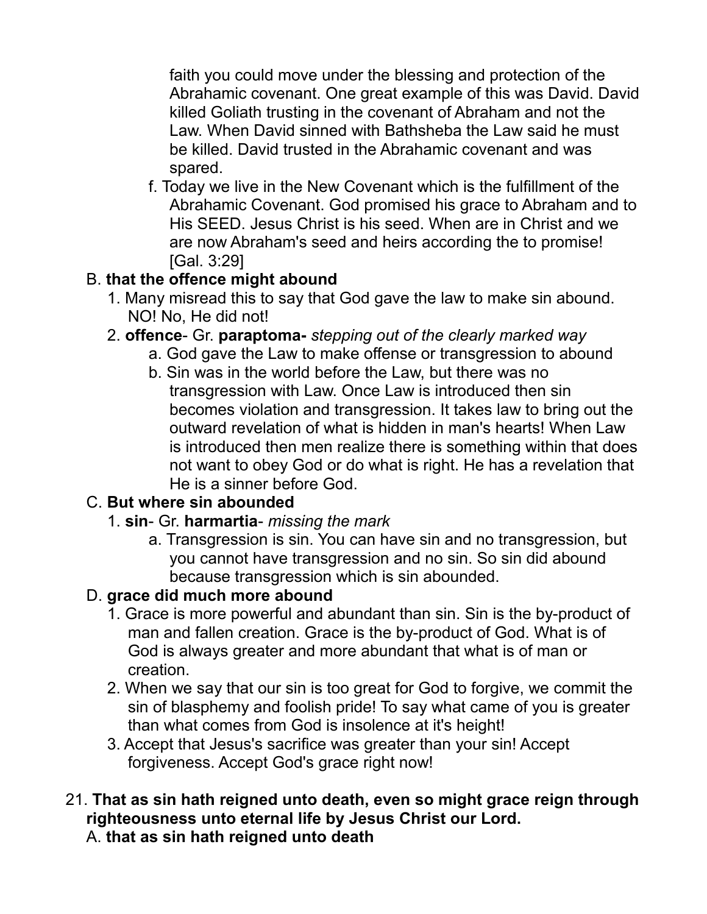faith you could move under the blessing and protection of the Abrahamic covenant. One great example of this was David. David killed Goliath trusting in the covenant of Abraham and not the Law. When David sinned with Bathsheba the Law said he must be killed. David trusted in the Abrahamic covenant and was spared.

f. Today we live in the New Covenant which is the fulfillment of the Abrahamic Covenant. God promised his grace to Abraham and to His SEED. Jesus Christ is his seed. When are in Christ and we are now Abraham's seed and heirs according the to promise! [Gal. 3:29]

B. **that the offence might abound**

1. Many misread this to say that God gave the law to make sin abound. NO! No, He did not!
2. **offence**- Gr. **paraptoma-** *stepping out of the clearly marked way*
   a. God gave the Law to make offense or transgression to abound
   b. Sin was in the world before the Law, but there was no transgression with Law. Once Law is introduced then sin becomes violation and transgression. It takes law to bring out the outward revelation of what is hidden in man's hearts! When Law is introduced then men realize there is something within that does not want to obey God or do what is right. He has a revelation that He is a sinner before God.

C. **But where sin abounded**

1. **sin**- Gr. **harmartia**- *missing the mark*
   a. Transgression is sin. You can have sin and no transgression, but you cannot have transgression and no sin. So sin did abound because transgression which is sin abounded.

D. **grace did much more abound**

1. Grace is more powerful and abundant than sin. Sin is the by-product of man and fallen creation. Grace is the by-product of God. What is of God is always greater and more abundant that what is of man or creation.
2. When we say that our sin is too great for God to forgive, we commit the sin of blasphemy and foolish pride! To say what came of you is greater than what comes from God is insolence at it's height!
3. Accept that Jesus's sacrifice was greater than your sin! Accept forgiveness. Accept God's grace right now!

21. **That as sin hath reigned unto death, even so might grace reign through righteousness unto eternal life by Jesus Christ our Lord.**

A. **that as sin hath reigned unto death**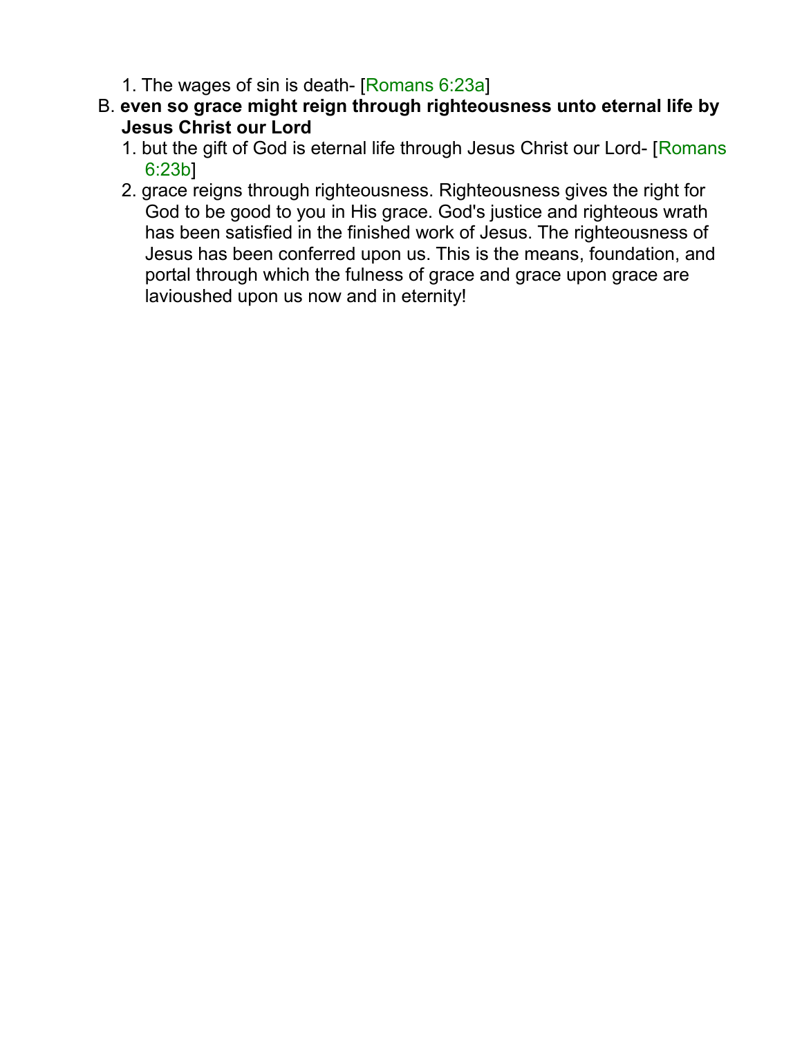1. The wages of sin is death- [Romans 6:23a]

B. **even so grace might reign through righteousness unto eternal life by Jesus Christ our Lord**

1. but the gift of God is eternal life through Jesus Christ our Lord- [Romans 6:23b]
2. grace reigns through righteousness. Righteousness gives the right for God to be good to you in His grace. God's justice and righteous wrath has been satisfied in the finished work of Jesus. The righteousness of Jesus has been conferred upon us. This is the means, foundation, and portal through which the fulness of grace and grace upon grace are lavioushed upon us now and in eternity!